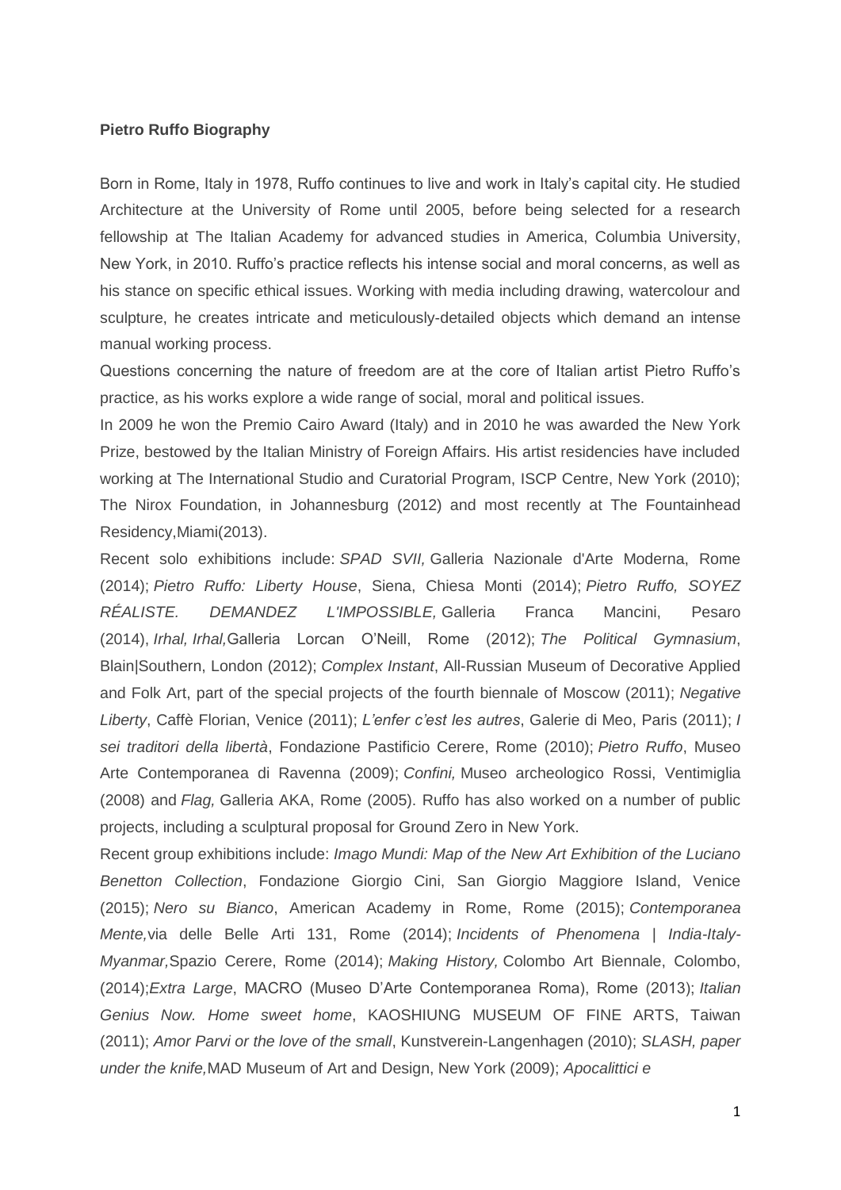**Pietro Ruffo Biography**

Born in Rome, Italy in 1978, Ruffo continues to live and work in Italy's capital city. He studied Architecture at the University of Rome until 2005, before being selected for a research fellowship at The Italian Academy for advanced studies in America, Columbia University, New York, in 2010. Ruffo's practice reflects his intense social and moral concerns, as well as his stance on specific ethical issues. Working with media including drawing, watercolour and sculpture, he creates intricate and meticulously-detailed objects which demand an intense manual working process.

Questions concerning the nature of freedom are at the core of Italian artist Pietro Ruffo's practice, as his works explore a wide range of social, moral and political issues.

In 2009 he won the Premio Cairo Award (Italy) and in 2010 he was awarded the New York Prize, bestowed by the Italian Ministry of Foreign Affairs. His artist residencies have included working at The International Studio and Curatorial Program, ISCP Centre, New York (2010); The Nirox Foundation, in Johannesburg (2012) and most recently at The Fountainhead Residency,Miami(2013).

Recent solo exhibitions include: *SPAD SVII,* Galleria Nazionale d'Arte Moderna, Rome (2014); *Pietro Ruffo: Liberty House*, Siena, Chiesa Monti (2014); *Pietro Ruffo, SOYEZ RÉALISTE. DEMANDEZ L'IMPOSSIBLE,* Galleria Franca Mancini, Pesaro (2014), *Irhal, Irhal,*Galleria Lorcan O'Neill, Rome (2012); *The Political Gymnasium*, Blain|Southern, London (2012); *Complex Instant*, All-Russian Museum of Decorative Applied and Folk Art, part of the special projects of the fourth biennale of Moscow (2011); *Negative Liberty*, Caffè Florian, Venice (2011); *L'enfer c'est les autres*, Galerie di Meo, Paris (2011); *I sei traditori della libertà*, Fondazione Pastificio Cerere, Rome (2010); *Pietro Ruffo*, Museo Arte Contemporanea di Ravenna (2009); *Confini,* Museo archeologico Rossi, Ventimiglia (2008) and *Flag,* Galleria AKA, Rome (2005). Ruffo has also worked on a number of public projects, including a sculptural proposal for Ground Zero in New York.

Recent group exhibitions include: *Imago Mundi: Map of the New Art Exhibition of the Luciano Benetton Collection*, Fondazione Giorgio Cini, San Giorgio Maggiore Island, Venice (2015); *Nero su Bianco*, American Academy in Rome, Rome (2015); *Contemporanea Mente,*via delle Belle Arti 131, Rome (2014); *Incidents of Phenomena | India-Italy-Myanmar,*Spazio Cerere, Rome (2014); *Making History,* Colombo Art Biennale, Colombo, (2014);*Extra Large*, MACRO (Museo D'Arte Contemporanea Roma), Rome (2013); *Italian Genius Now. Home sweet home*, KAOSHIUNG MUSEUM OF FINE ARTS, Taiwan (2011); *Amor Parvi or the love of the small*, Kunstverein-Langenhagen (2010); *SLASH, paper under the knife,*MAD Museum of Art and Design, New York (2009); *Apocalittici e*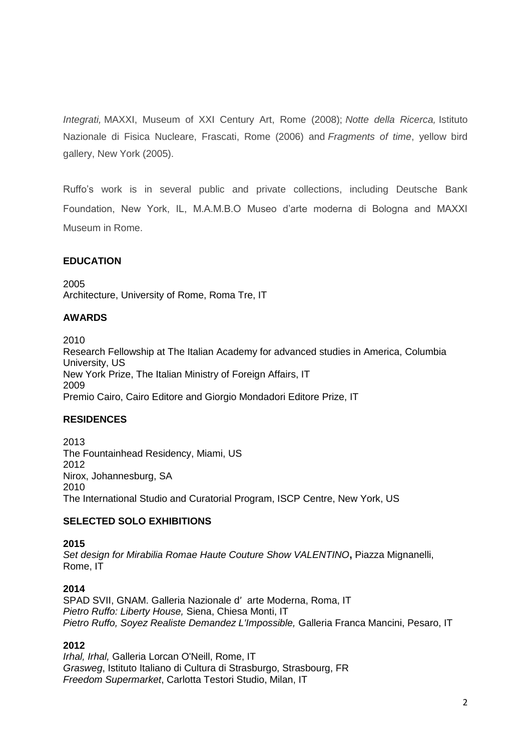*Integrati,* MAXXI, Museum of XXI Century Art, Rome (2008); *Notte della Ricerca,* Istituto Nazionale di Fisica Nucleare, Frascati, Rome (2006) and *Fragments of time*, yellow bird gallery, New York (2005).

Ruffo's work is in several public and private collections, including Deutsche Bank Foundation, New York, IL, M.A.M.B.O Museo d'arte moderna di Bologna and MAXXI Museum in Rome.

**EDUCATION**

2005
Architecture, University of Rome, Roma Tre, IT

**AWARDS**

2010
Research Fellowship at The Italian Academy for advanced studies in America, Columbia University, US
New York Prize, The Italian Ministry of Foreign Affairs, IT
2009
Premio Cairo, Cairo Editore and Giorgio Mondadori Editore Prize, IT

**RESIDENCES**

2013
The Fountainhead Residency, Miami, US
2012
Nirox, Johannesburg, SA
2010
The International Studio and Curatorial Program, ISCP Centre, New York, US

**SELECTED SOLO EXHIBITIONS**

**2015**
*Set design for Mirabilia Romae Haute Couture Show VALENTINO***,** Piazza Mignanelli, Rome, IT

**2014**
SPAD SVII, GNAM. Galleria Nazionale d' arte Moderna, Roma, IT
*Pietro Ruffo: Liberty House,* Siena, Chiesa Monti, IT
*Pietro Ruffo, Soyez Realiste Demandez L'Impossible,* Galleria Franca Mancini, Pesaro, IT

**2012**
*Irhal, Irhal,* Galleria Lorcan O'Neill, Rome, IT
*Grasweg*, Istituto Italiano di Cultura di Strasburgo, Strasbourg, FR
*Freedom Supermarket*, Carlotta Testori Studio, Milan, IT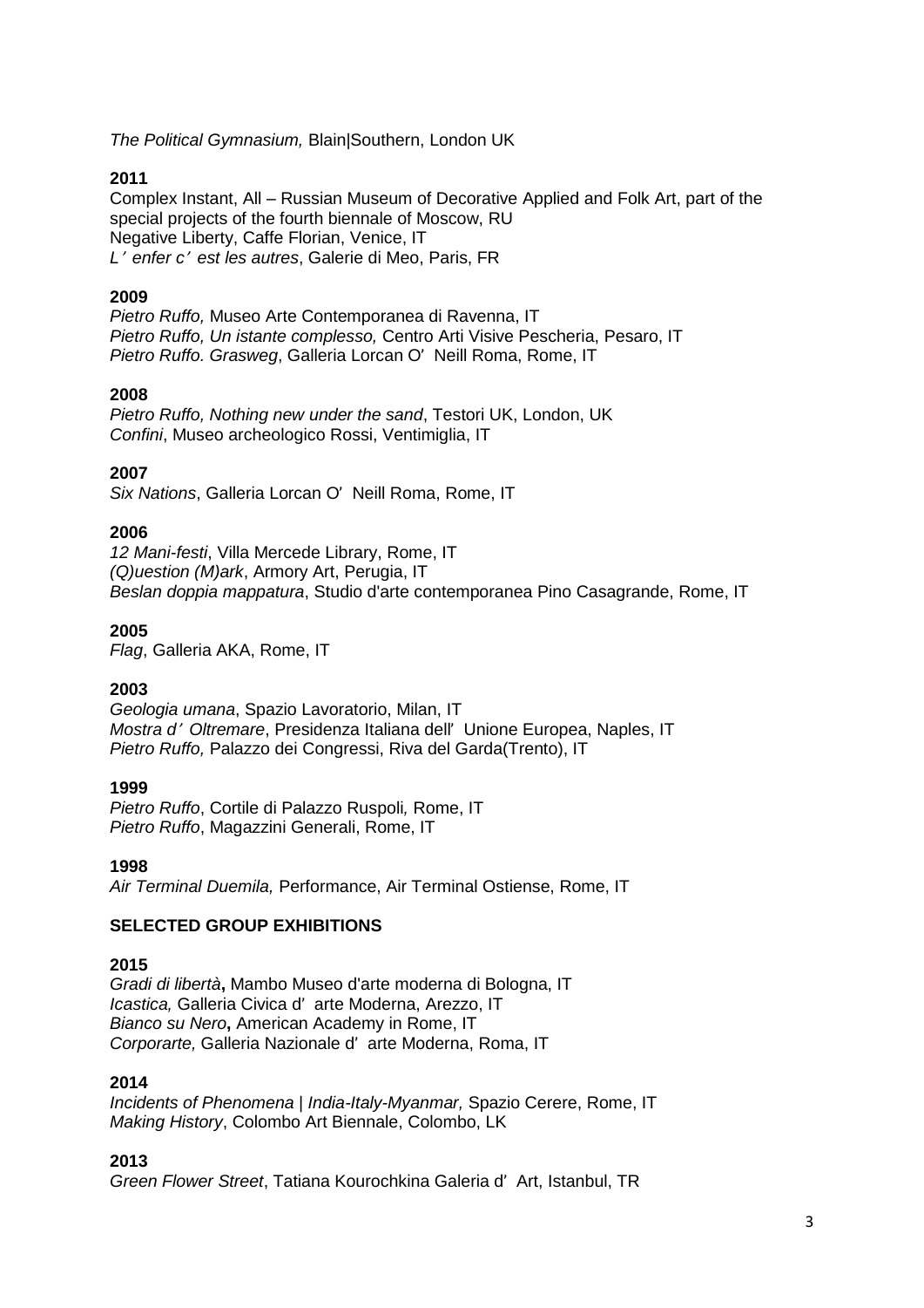*The Political Gymnasium,* Blain|Southern, London UK

**2011**

Complex Instant, All – Russian Museum of Decorative Applied and Folk Art, part of the special projects of the fourth biennale of Moscow, RU
Negative Liberty, Caffe Florian, Venice, IT
*L' enfer c' est les autres*, Galerie di Meo, Paris, FR

**2009**

*Pietro Ruffo,* Museo Arte Contemporanea di Ravenna, IT
*Pietro Ruffo, Un istante complesso,* Centro Arti Visive Pescheria, Pesaro, IT
*Pietro Ruffo. Grasweg*, Galleria Lorcan O' Neill Roma, Rome, IT

**2008**

*Pietro Ruffo, Nothing new under the sand*, Testori UK, London, UK
*Confini*, Museo archeologico Rossi, Ventimiglia, IT

**2007**

*Six Nations*, Galleria Lorcan O' Neill Roma, Rome, IT

**2006**

*12 Mani-festi*, Villa Mercede Library, Rome, IT
*(Q)uestion (M)ark*, Armory Art, Perugia, IT
*Beslan doppia mappatura*, Studio d'arte contemporanea Pino Casagrande, Rome, IT

**2005**

*Flag*, Galleria AKA, Rome, IT

**2003**

*Geologia umana*, Spazio Lavoratorio, Milan, IT
*Mostra d' Oltremare*, Presidenza Italiana dell' Unione Europea, Naples, IT
*Pietro Ruffo,* Palazzo dei Congressi, Riva del Garda(Trento), IT

**1999**

*Pietro Ruffo*, Cortile di Palazzo Ruspoli*,* Rome, IT
*Pietro Ruffo*, Magazzini Generali, Rome, IT

**1998**

*Air Terminal Duemila,* Performance, Air Terminal Ostiense, Rome, IT

## SELECTED GROUP EXHIBITIONS

**2015**

*Gradi di libertà***,** Mambo Museo d'arte moderna di Bologna, IT
*Icastica,* Galleria Civica d' arte Moderna, Arezzo, IT
*Bianco su Nero***,** American Academy in Rome, IT
*Corporarte,* Galleria Nazionale d' arte Moderna, Roma, IT

**2014**

*Incidents of Phenomena | India-Italy-Myanmar,* Spazio Cerere, Rome, IT
*Making History*, Colombo Art Biennale, Colombo, LK

**2013**

*Green Flower Street*, Tatiana Kourochkina Galeria d' Art, Istanbul, TR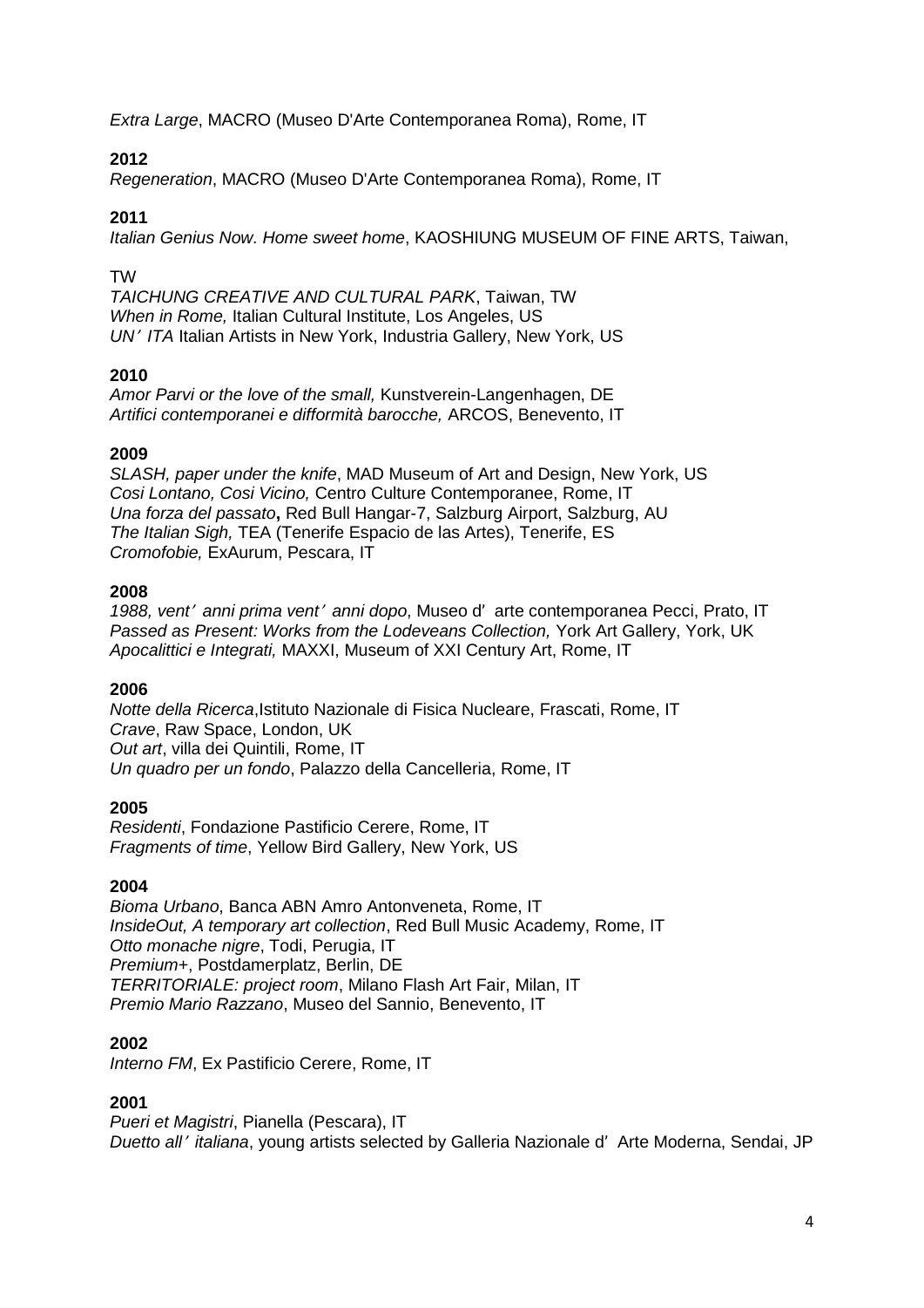*Extra Large*, MACRO (Museo D'Arte Contemporanea Roma), Rome, IT

**2012**

*Regeneration*, MACRO (Museo D'Arte Contemporanea Roma), Rome, IT

**2011**

*Italian Genius Now. Home sweet home*, KAOSHIUNG MUSEUM OF FINE ARTS, Taiwan, TW

*TAICHUNG CREATIVE AND CULTURAL PARK*, Taiwan, TW

*When in Rome,* Italian Cultural Institute, Los Angeles, US

*UN' ITA* Italian Artists in New York, Industria Gallery, New York, US

**2010**

*Amor Parvi or the love of the small,* Kunstverein-Langenhagen, DE

*Artifici contemporanei e difformità barocche,* ARCOS, Benevento, IT

**2009**

*SLASH, paper under the knife*, MAD Museum of Art and Design, New York, US

*Cosi Lontano, Cosi Vicino,* Centro Culture Contemporanee, Rome, IT

*Una forza del passato***,** Red Bull Hangar-7, Salzburg Airport, Salzburg, AU

*The Italian Sigh,* TEA (Tenerife Espacio de las Artes), Tenerife, ES

*Cromofobie,* ExAurum, Pescara, IT

**2008**

*1988, vent' anni prima vent' anni dopo*, Museo d' arte contemporanea Pecci, Prato, IT

*Passed as Present: Works from the Lodeveans Collection,* York Art Gallery, York, UK

*Apocalittici e Integrati,* MAXXI, Museum of XXI Century Art, Rome, IT

**2006**

*Notte della Ricerca*,Istituto Nazionale di Fisica Nucleare, Frascati, Rome, IT

*Crave*, Raw Space, London, UK

*Out art*, villa dei Quintili, Rome, IT

*Un quadro per un fondo*, Palazzo della Cancelleria, Rome, IT

**2005**

*Residenti*, Fondazione Pastificio Cerere, Rome, IT

*Fragments of time*, Yellow Bird Gallery, New York, US

**2004**

*Bioma Urbano*, Banca ABN Amro Antonveneta, Rome, IT

*InsideOut, A temporary art collection*, Red Bull Music Academy, Rome, IT

*Otto monache nigre*, Todi, Perugia, IT

*Premium+*, Postdamerplatz, Berlin, DE

*TERRITORIALE: project room*, Milano Flash Art Fair, Milan, IT

*Premio Mario Razzano*, Museo del Sannio, Benevento, IT

**2002**

*Interno FM*, Ex Pastificio Cerere, Rome, IT

**2001**

*Pueri et Magistri*, Pianella (Pescara), IT

*Duetto all' italiana*, young artists selected by Galleria Nazionale d' Arte Moderna, Sendai, JP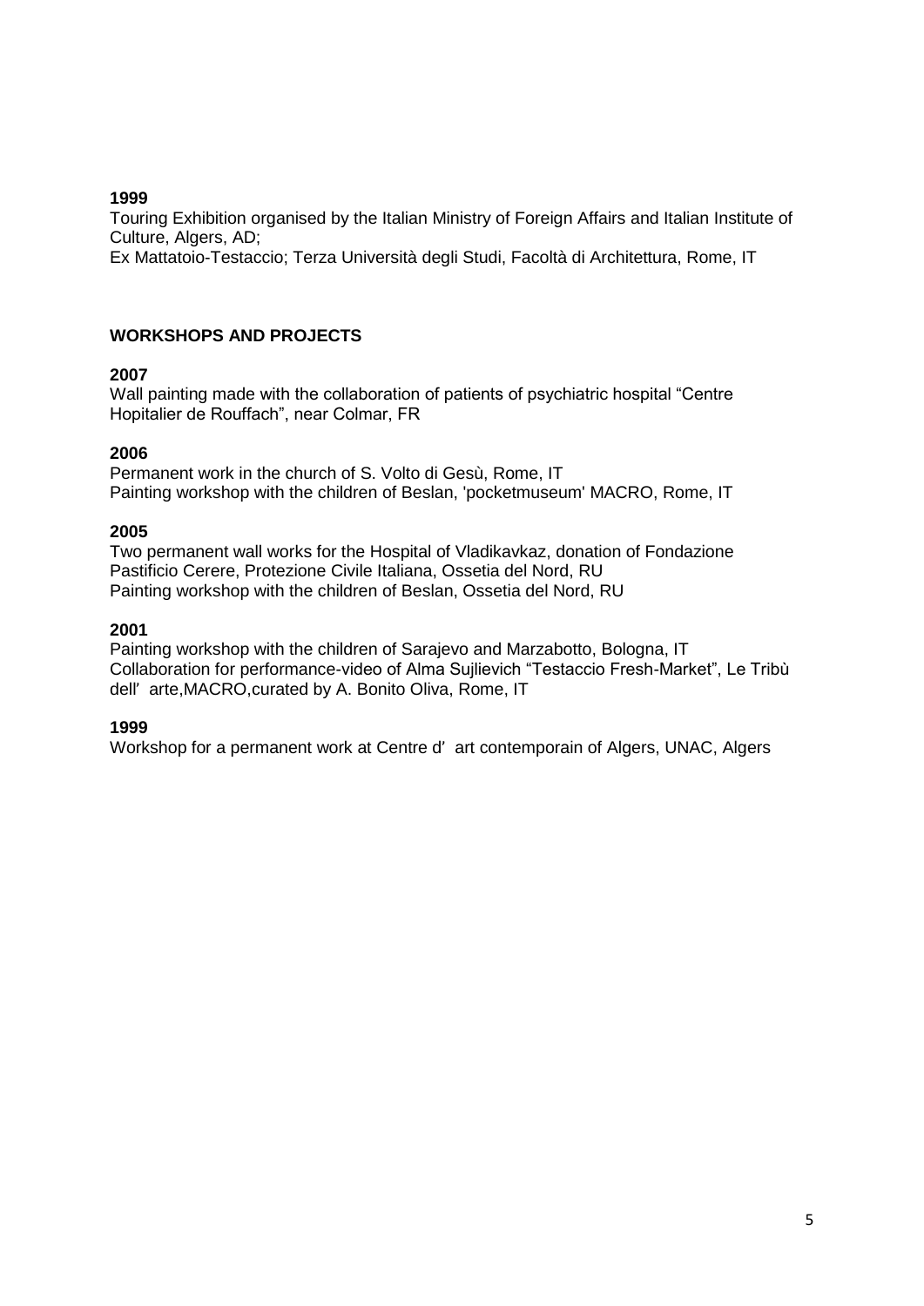**1999**

Touring Exhibition organised by the Italian Ministry of Foreign Affairs and Italian Institute of Culture, Algers, AD;

Ex Mattatoio-Testaccio; Terza Università degli Studi, Facoltà di Architettura, Rome, IT

## WORKSHOPS AND PROJECTS

**2007**

Wall painting made with the collaboration of patients of psychiatric hospital “Centre Hopitalier de Rouffach”, near Colmar, FR

**2006**

Permanent work in the church of S. Volto di Gesù, Rome, IT

Painting workshop with the children of Beslan, 'pocketmuseum' MACRO, Rome, IT

**2005**

Two permanent wall works for the Hospital of Vladikavkaz, donation of Fondazione Pastificio Cerere, Protezione Civile Italiana, Ossetia del Nord, RU

Painting workshop with the children of Beslan, Ossetia del Nord, RU

**2001**

Painting workshop with the children of Sarajevo and Marzabotto, Bologna, IT

Collaboration for performance-video of Alma Sujlievich “Testaccio Fresh-Market”, Le Tribù dell’ arte,MACRO,curated by A. Bonito Oliva, Rome, IT

**1999**

Workshop for a permanent work at Centre d’ art contemporain of Algers, UNAC, Algers